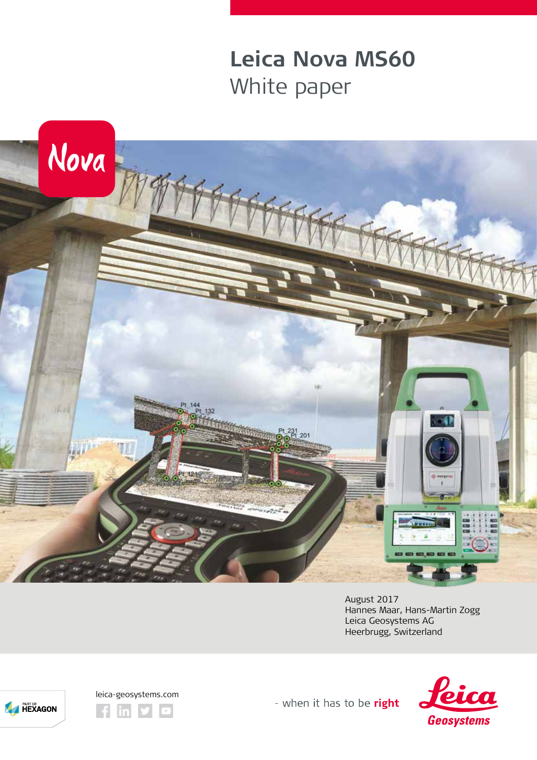# Leica Nova MS60

## White paper

August 2017
Hannes Maar, Hans-Martin Zogg
Leica Geosystems AG
Heerbrugg, Switzerland

leica-geosystems.com

- when it has to be **right**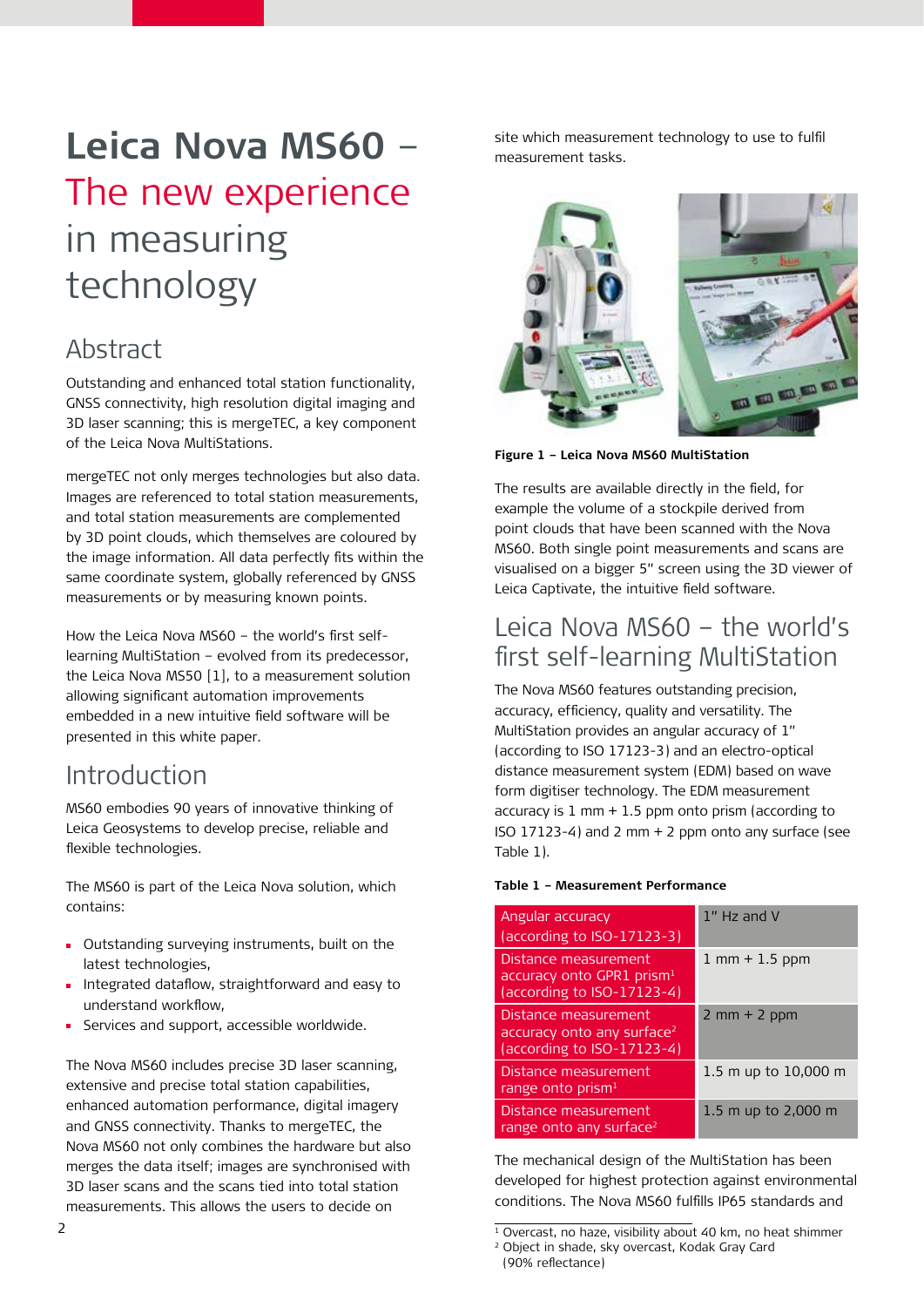# Leica Nova MS60 – The new experience in measuring technology

## Abstract

Outstanding and enhanced total station functionality, GNSS connectivity, high resolution digital imaging and 3D laser scanning; this is mergeTEC, a key component of the Leica Nova MultiStations.

mergeTEC not only merges technologies but also data. Images are referenced to total station measurements, and total station measurements are complemented by 3D point clouds, which themselves are coloured by the image information. All data perfectly fits within the same coordinate system, globally referenced by GNSS measurements or by measuring known points.

How the Leica Nova MS60 – the world's first self-learning MultiStation – evolved from its predecessor, the Leica Nova MS50 [1], to a measurement solution allowing significant automation improvements embedded in a new intuitive field software will be presented in this white paper.

## Introduction

MS60 embodies 90 years of innovative thinking of Leica Geosystems to develop precise, reliable and flexible technologies.

The MS60 is part of the Leica Nova solution, which contains:

- Outstanding surveying instruments, built on the latest technologies,
- Integrated dataflow, straightforward and easy to understand workflow,
- Services and support, accessible worldwide.

The Nova MS60 includes precise 3D laser scanning, extensive and precise total station capabilities, enhanced automation performance, digital imagery and GNSS connectivity. Thanks to mergeTEC, the Nova MS60 not only combines the hardware but also merges the data itself; images are synchronised with 3D laser scans and the scans tied into total station measurements. This allows the users to decide on site which measurement technology to use to fulfil measurement tasks.

**Figure 1 – Leica Nova MS60 MultiStation**

The results are available directly in the field, for example the volume of a stockpile derived from point clouds that have been scanned with the Nova MS60. Both single point measurements and scans are visualised on a bigger 5" screen using the 3D viewer of Leica Captivate, the intuitive field software.

## Leica Nova MS60 – the world's first self-learning MultiStation

The Nova MS60 features outstanding precision, accuracy, efficiency, quality and versatility. The MultiStation provides an angular accuracy of 1" (according to ISO 17123-3) and an electro-optical distance measurement system (EDM) based on wave form digitiser technology. The EDM measurement accuracy is 1 mm + 1.5 ppm onto prism (according to ISO 17123-4) and 2 mm + 2 ppm onto any surface (see Table 1).

**Table 1 – Measurement Performance**

| | |
|---|---|
| Angular accuracy (according to ISO-17123-3) | 1" Hz and V |
| Distance measurement accuracy onto GPR1 prism[1] (according to ISO-17123-4) | 1 mm + 1.5 ppm |
| Distance measurement accuracy onto any surface[2] (according to ISO-17123-4) | 2 mm + 2 ppm |
| Distance measurement range onto prism[1] | 1.5 m up to 10,000 m |
| Distance measurement range onto any surface[2] | 1.5 m up to 2,000 m |

The mechanical design of the MultiStation has been developed for highest protection against environmental conditions. The Nova MS60 fulfills IP65 standards and

[1] Overcast, no haze, visibility about 40 km, no heat shimmer
[2] Object in shade, sky overcast, Kodak Gray Card (90% reflectance)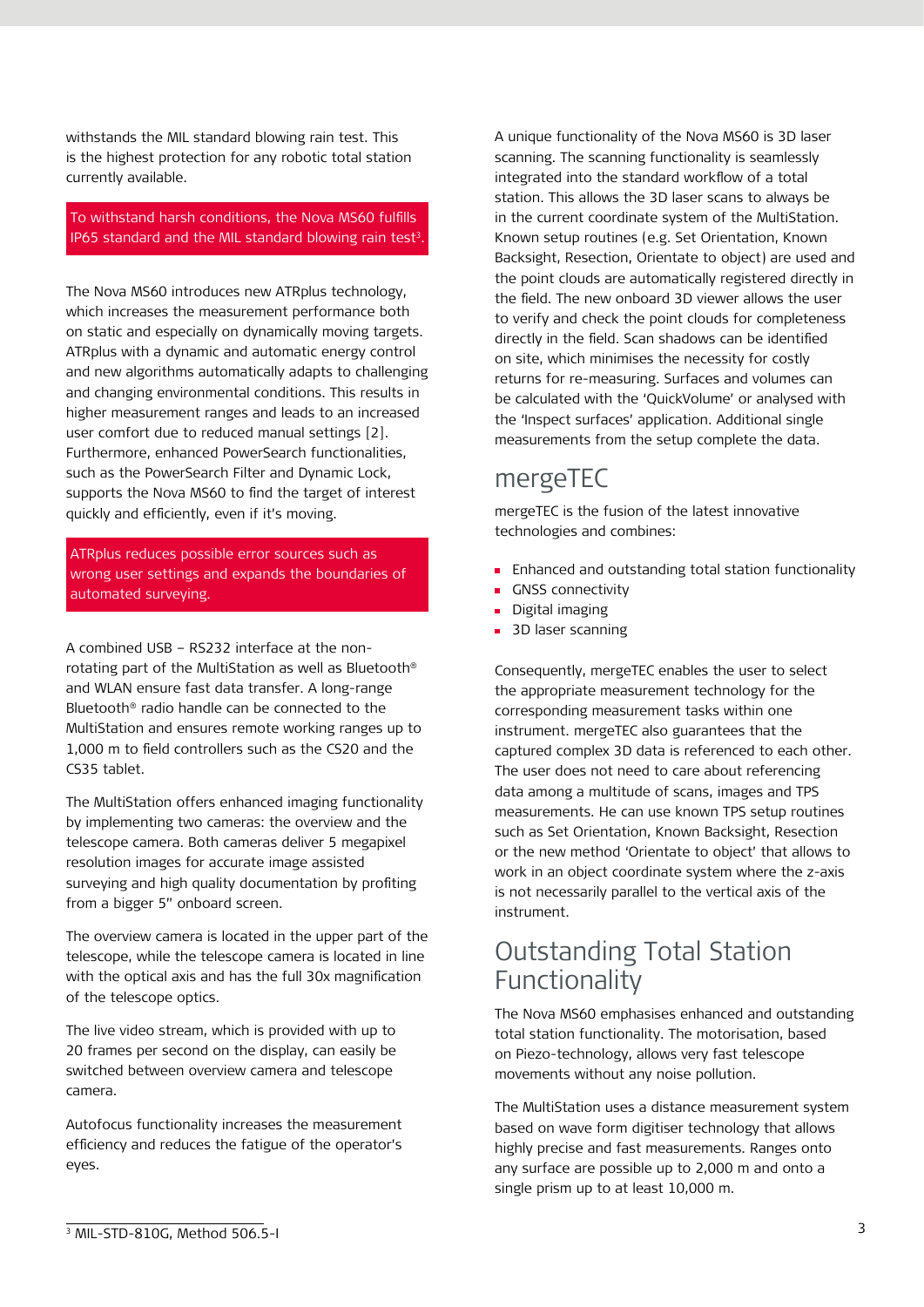withstands the MIL standard blowing rain test. This is the highest protection for any robotic total station currently available.

> To withstand harsh conditions, the Nova MS60 fulfills IP65 standard and the MIL standard blowing rain test[3].

The Nova MS60 introduces new ATRplus technology, which increases the measurement performance both on static and especially on dynamically moving targets. ATRplus with a dynamic and automatic energy control and new algorithms automatically adapts to challenging and changing environmental conditions. This results in higher measurement ranges and leads to an increased user comfort due to reduced manual settings [2]. Furthermore, enhanced PowerSearch functionalities, such as the PowerSearch Filter and Dynamic Lock, supports the Nova MS60 to find the target of interest quickly and efficiently, even if it's moving.

> ATRplus reduces possible error sources such as wrong user settings and expands the boundaries of automated surveying.

A combined USB – RS232 interface at the non-rotating part of the MultiStation as well as Bluetooth® and WLAN ensure fast data transfer. A long-range Bluetooth® radio handle can be connected to the MultiStation and ensures remote working ranges up to 1,000 m to field controllers such as the CS20 and the CS35 tablet.

The MultiStation offers enhanced imaging functionality by implementing two cameras: the overview and the telescope camera. Both cameras deliver 5 megapixel resolution images for accurate image assisted surveying and high quality documentation by profiting from a bigger 5" onboard screen.

The overview camera is located in the upper part of the telescope, while the telescope camera is located in line with the optical axis and has the full 30x magnification of the telescope optics.

The live video stream, which is provided with up to 20 frames per second on the display, can easily be switched between overview camera and telescope camera.

Autofocus functionality increases the measurement efficiency and reduces the fatigue of the operator's eyes.

A unique functionality of the Nova MS60 is 3D laser scanning. The scanning functionality is seamlessly integrated into the standard workflow of a total station. This allows the 3D laser scans to always be in the current coordinate system of the MultiStation. Known setup routines (e.g. Set Orientation, Known Backsight, Resection, Orientate to object) are used and the point clouds are automatically registered directly in the field. The new onboard 3D viewer allows the user to verify and check the point clouds for completeness directly in the field. Scan shadows can be identified on site, which minimises the necessity for costly returns for re-measuring. Surfaces and volumes can be calculated with the 'QuickVolume' or analysed with the 'Inspect surfaces' application. Additional single measurements from the setup complete the data.

## mergeTEC

mergeTEC is the fusion of the latest innovative technologies and combines:

- Enhanced and outstanding total station functionality
- GNSS connectivity
- Digital imaging
- 3D laser scanning

Consequently, mergeTEC enables the user to select the appropriate measurement technology for the corresponding measurement tasks within one instrument. mergeTEC also guarantees that the captured complex 3D data is referenced to each other. The user does not need to care about referencing data among a multitude of scans, images and TPS measurements. He can use known TPS setup routines such as Set Orientation, Known Backsight, Resection or the new method 'Orientate to object' that allows to work in an object coordinate system where the z-axis is not necessarily parallel to the vertical axis of the instrument.

## Outstanding Total Station Functionality

The Nova MS60 emphasises enhanced and outstanding total station functionality. The motorisation, based on Piezo-technology, allows very fast telescope movements without any noise pollution.

The MultiStation uses a distance measurement system based on wave form digitiser technology that allows highly precise and fast measurements. Ranges onto any surface are possible up to 2,000 m and onto a single prism up to at least 10,000 m.

---

[3] MIL-STD-810G, Method 506.5-I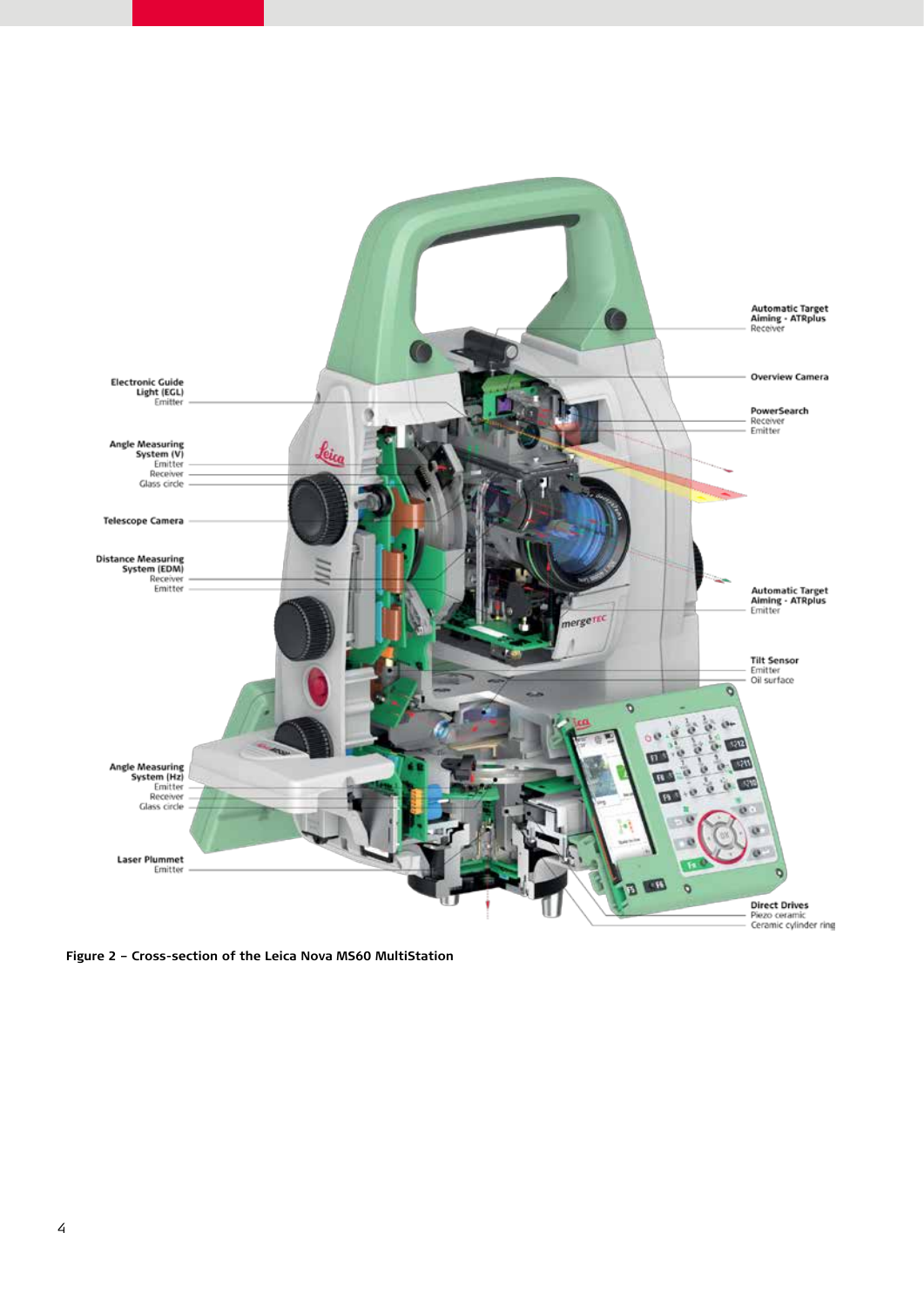Automatic Target Aiming - ATRplus
Receiver

Overview Camera

PowerSearch
Receiver
Emitter

Electronic Guide Light (EGL)
Emitter

Angle Measuring System (V)
Emitter
Receiver
Glass circle

Telescope Camera

Distance Measuring System (EDM)
Receiver
Emitter

Automatic Target Aiming - ATRplus
Emitter

Tilt Sensor
Emitter
Oil surface

Angle Measuring System (Hz)
Emitter
Receiver
Glass circle

Laser Plummet
Emitter

Direct Drives
Piezo ceramic
Ceramic cylinder ring

**Figure 2 – Cross-section of the Leica Nova MS60 MultiStation**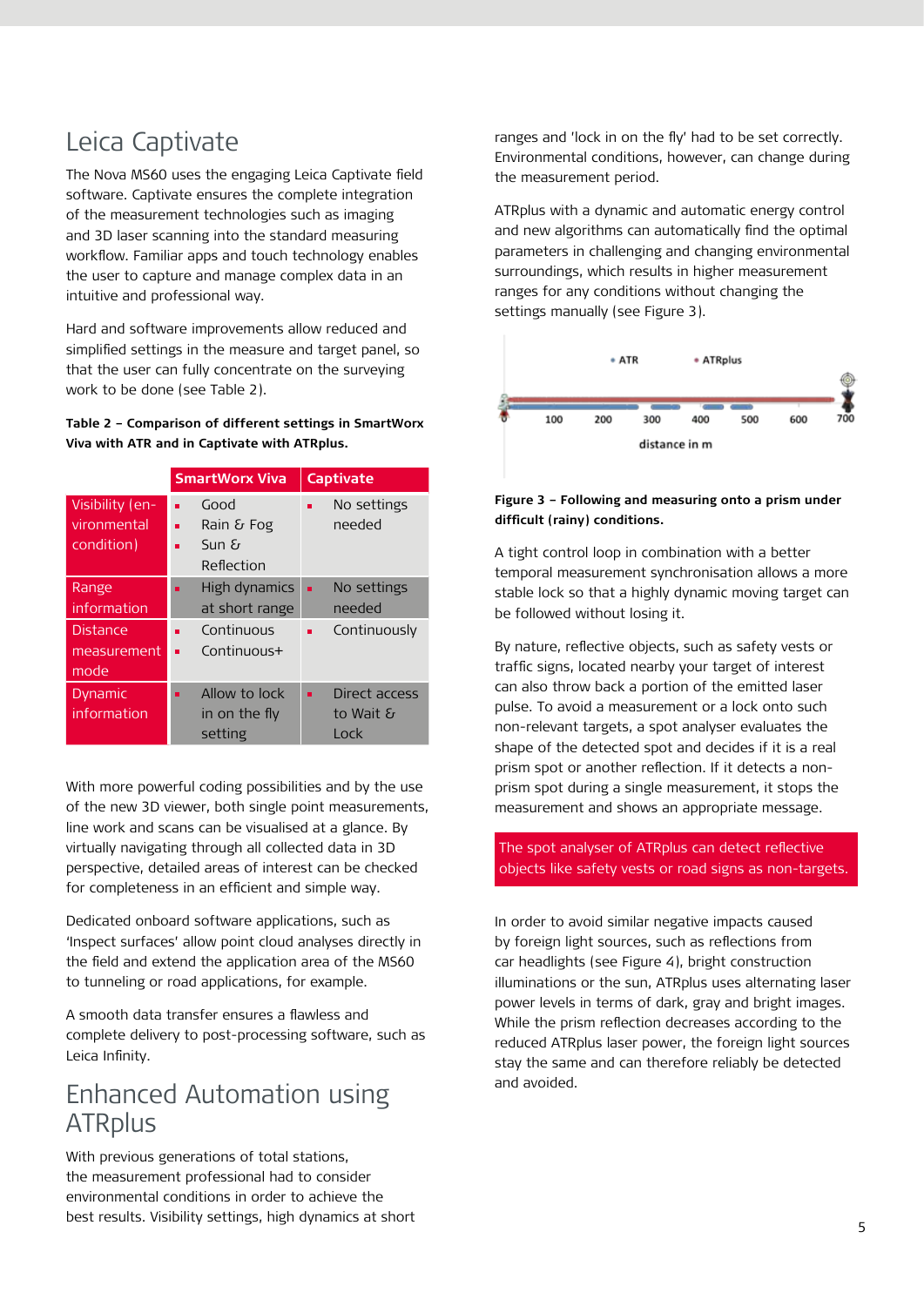## Leica Captivate

The Nova MS60 uses the engaging Leica Captivate field software. Captivate ensures the complete integration of the measurement technologies such as imaging and 3D laser scanning into the standard measuring workflow. Familiar apps and touch technology enables the user to capture and manage complex data in an intuitive and professional way.

Hard and software improvements allow reduced and simplified settings in the measure and target panel, so that the user can fully concentrate on the surveying work to be done (see Table 2).

**Table 2 – Comparison of different settings in SmartWorx Viva with ATR and in Captivate with ATRplus.**

| | SmartWorx Viva | Captivate |
|---|---|---|
| Visibility (environmental condition) | ▪ Good<br>▪ Rain & Fog<br>▪ Sun & Reflection | ▪ No settings needed |
| Range information | ▪ High dynamics at short range | ▪ No settings needed |
| Distance measurement mode | ▪ Continuous<br>▪ Continuous+ | ▪ Continuously |
| Dynamic information | ▪ Allow to lock in on the fly setting | ▪ Direct access to Wait & Lock |

With more powerful coding possibilities and by the use of the new 3D viewer, both single point measurements, line work and scans can be visualised at a glance. By virtually navigating through all collected data in 3D perspective, detailed areas of interest can be checked for completeness in an efficient and simple way.

Dedicated onboard software applications, such as 'Inspect surfaces' allow point cloud analyses directly in the field and extend the application area of the MS60 to tunneling or road applications, for example.

A smooth data transfer ensures a flawless and complete delivery to post-processing software, such as Leica Infinity.

## Enhanced Automation using ATRplus

With previous generations of total stations, the measurement professional had to consider environmental conditions in order to achieve the best results. Visibility settings, high dynamics at short ranges and 'lock in on the fly' had to be set correctly. Environmental conditions, however, can change during the measurement period.

ATRplus with a dynamic and automatic energy control and new algorithms can automatically find the optimal parameters in challenging and changing environmental surroundings, which results in higher measurement ranges for any conditions without changing the settings manually (see Figure 3).

**Figure 3 – Following and measuring onto a prism under difficult (rainy) conditions.**

A tight control loop in combination with a better temporal measurement synchronisation allows a more stable lock so that a highly dynamic moving target can be followed without losing it.

By nature, reflective objects, such as safety vests or traffic signs, located nearby your target of interest can also throw back a portion of the emitted laser pulse. To avoid a measurement or a lock onto such non-relevant targets, a spot analyser evaluates the shape of the detected spot and decides if it is a real prism spot or another reflection. If it detects a non-prism spot during a single measurement, it stops the measurement and shows an appropriate message.

The spot analyser of ATRplus can detect reflective objects like safety vests or road signs as non-targets.

In order to avoid similar negative impacts caused by foreign light sources, such as reflections from car headlights (see Figure 4), bright construction illuminations or the sun, ATRplus uses alternating laser power levels in terms of dark, gray and bright images. While the prism reflection decreases according to the reduced ATRplus laser power, the foreign light sources stay the same and can therefore reliably be detected and avoided.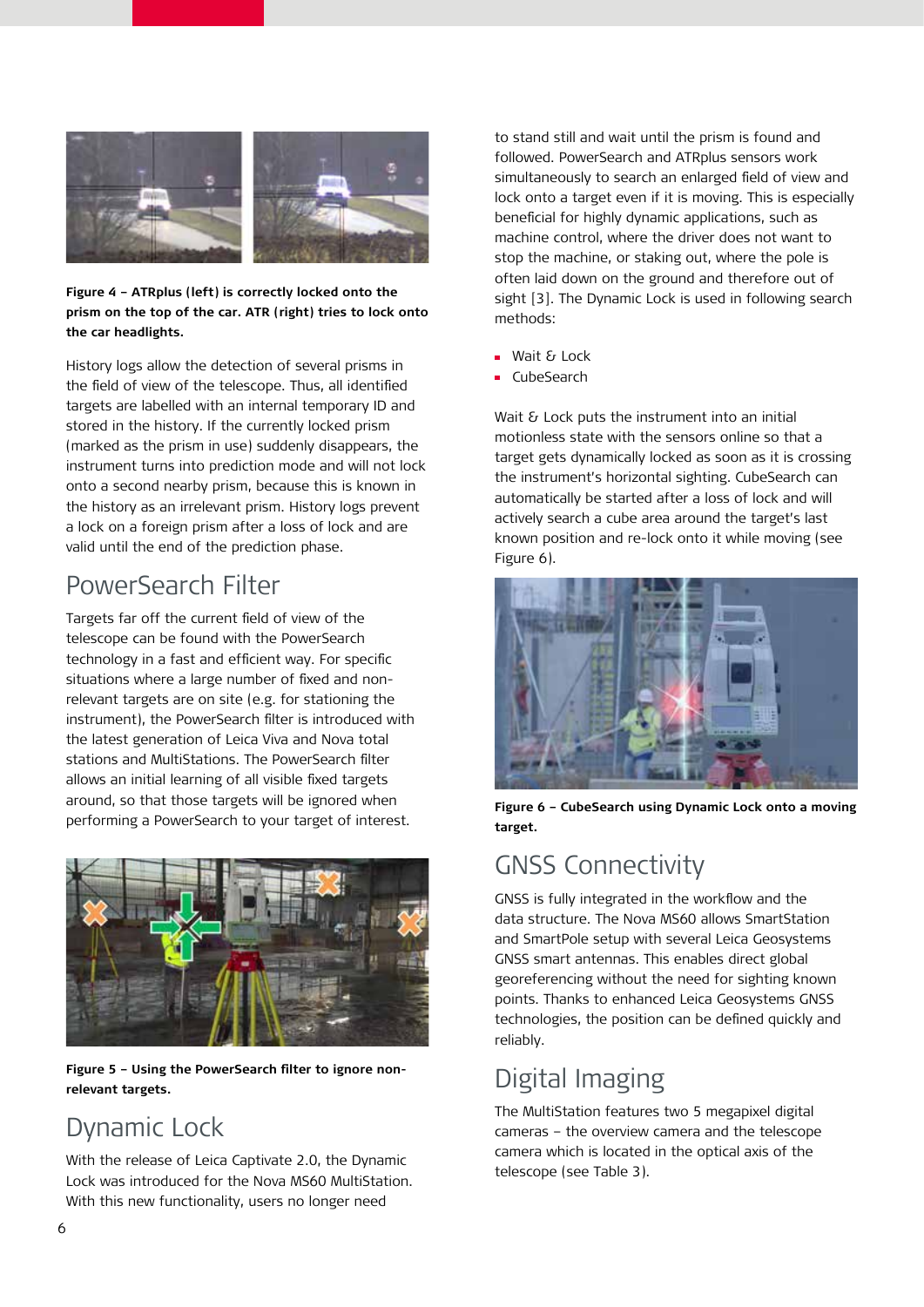Figure 4 – ATRplus (left) is correctly locked onto the prism on the top of the car. ATR (right) tries to lock onto the car headlights.

History logs allow the detection of several prisms in the field of view of the telescope. Thus, all identified targets are labelled with an internal temporary ID and stored in the history. If the currently locked prism (marked as the prism in use) suddenly disappears, the instrument turns into prediction mode and will not lock onto a second nearby prism, because this is known in the history as an irrelevant prism. History logs prevent a lock on a foreign prism after a loss of lock and are valid until the end of the prediction phase.

## PowerSearch Filter

Targets far off the current field of view of the telescope can be found with the PowerSearch technology in a fast and efficient way. For specific situations where a large number of fixed and non-relevant targets are on site (e.g. for stationing the instrument), the PowerSearch filter is introduced with the latest generation of Leica Viva and Nova total stations and MultiStations. The PowerSearch filter allows an initial learning of all visible fixed targets around, so that those targets will be ignored when performing a PowerSearch to your target of interest.

Figure 5 – Using the PowerSearch filter to ignore non-relevant targets.

## Dynamic Lock

With the release of Leica Captivate 2.0, the Dynamic Lock was introduced for the Nova MS60 MultiStation. With this new functionality, users no longer need to stand still and wait until the prism is found and followed. PowerSearch and ATRplus sensors work simultaneously to search an enlarged field of view and lock onto a target even if it is moving. This is especially beneficial for highly dynamic applications, such as machine control, where the driver does not want to stop the machine, or staking out, where the pole is often laid down on the ground and therefore out of sight [3]. The Dynamic Lock is used in following search methods:

- Wait & Lock
- CubeSearch

Wait & Lock puts the instrument into an initial motionless state with the sensors online so that a target gets dynamically locked as soon as it is crossing the instrument's horizontal sighting. CubeSearch can automatically be started after a loss of lock and will actively search a cube area around the target's last known position and re-lock onto it while moving (see Figure 6).

Figure 6 – CubeSearch using Dynamic Lock onto a moving target.

## GNSS Connectivity

GNSS is fully integrated in the workflow and the data structure. The Nova MS60 allows SmartStation and SmartPole setup with several Leica Geosystems GNSS smart antennas. This enables direct global georeferencing without the need for sighting known points. Thanks to enhanced Leica Geosystems GNSS technologies, the position can be defined quickly and reliably.

## Digital Imaging

The MultiStation features two 5 megapixel digital cameras – the overview camera and the telescope camera which is located in the optical axis of the telescope (see Table 3).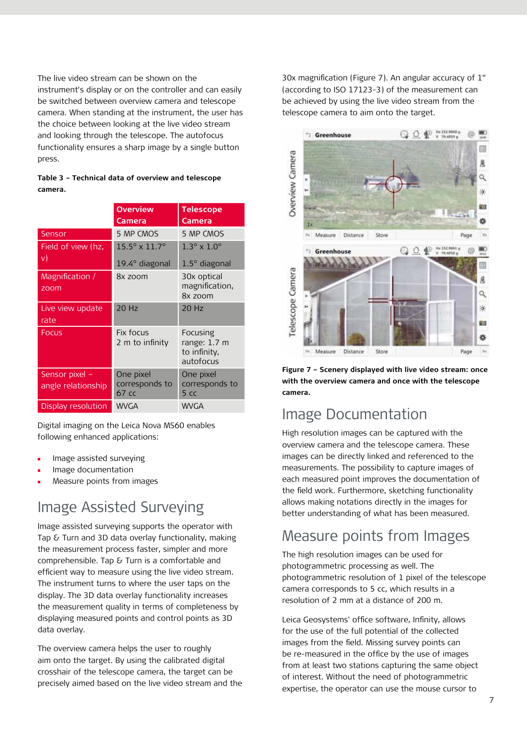The live video stream can be shown on the instrument's display or on the controller and can easily be switched between overview camera and telescope camera. When standing at the instrument, the user has the choice between looking at the live video stream and looking through the telescope. The autofocus functionality ensures a sharp image by a single button press.

**Table 3 – Technical data of overview and telescope camera.**

| | Overview Camera | Telescope Camera |
|---|---|---|
| Sensor | 5 MP CMOS | 5 MP CMOS |
| Field of view (hz, v) | 15.5° x 11.7°<br><br>19.4° diagonal | 1.3° x 1.0°<br><br>1.5° diagonal |
| Magnification / zoom | 8x zoom | 30x optical magnification, 8x zoom |
| Live view update rate | 20 Hz | 20 Hz |
| Focus | Fix focus<br>2 m to infinity | Focusing range: 1.7 m to infinity, autofocus |
| Sensor pixel – angle relationship | One pixel corresponds to 67 cc | One pixel corresponds to 5 cc |
| Display resolution | WVGA | WVGA |

Digital imaging on the Leica Nova MS60 enables following enhanced applications:

- Image assisted surveying
- Image documentation
- Measure points from images

## Image Assisted Surveying

Image assisted surveying supports the operator with Tap & Turn and 3D data overlay functionality, making the measurement process faster, simpler and more comprehensible. Tap & Turn is a comfortable and efficient way to measure using the live video stream. The instrument turns to where the user taps on the display. The 3D data overlay functionality increases the measurement quality in terms of completeness by displaying measured points and control points as 3D data overlay.

The overview camera helps the user to roughly aim onto the target. By using the calibrated digital crosshair of the telescope camera, the target can be precisely aimed based on the live video stream and the 30x magnification (Figure 7). An angular accuracy of 1" (according to ISO 17123-3) of the measurement can be achieved by using the live video stream from the telescope camera to aim onto the target.

**Figure 7 – Scenery displayed with live video stream: once with the overview camera and once with the telescope camera.**

## Image Documentation

High resolution images can be captured with the overview camera and the telescope camera. These images can be directly linked and referenced to the measurements. The possibility to capture images of each measured point improves the documentation of the field work. Furthermore, sketching functionality allows making notations directly in the images for better understanding of what has been measured.

## Measure points from Images

The high resolution images can be used for photogrammetric processing as well. The photogrammetric resolution of 1 pixel of the telescope camera corresponds to 5 cc, which results in a resolution of 2 mm at a distance of 200 m.

Leica Geosystems' office software, Infinity, allows for the use of the full potential of the collected images from the field. Missing survey points can be re-measured in the office by the use of images from at least two stations capturing the same object of interest. Without the need of photogrammetric expertise, the operator can use the mouse cursor to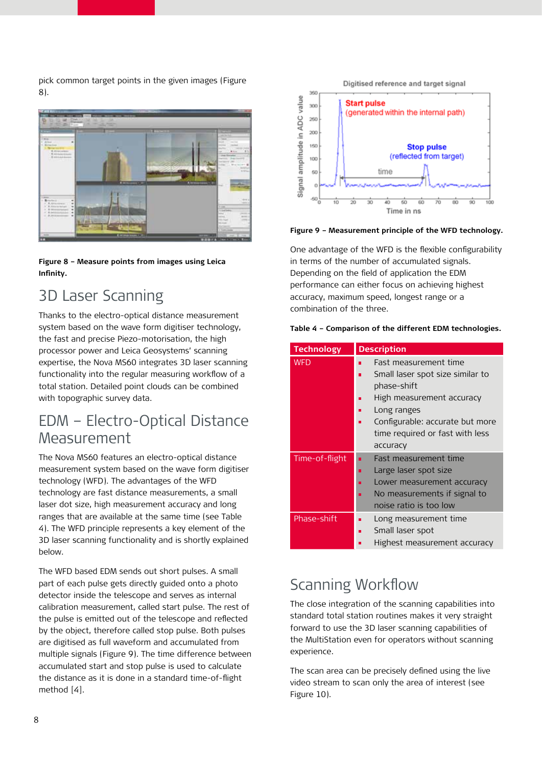pick common target points in the given images (Figure 8).

**Figure 8 – Measure points from images using Leica Infinity.**

## 3D Laser Scanning

Thanks to the electro-optical distance measurement system based on the wave form digitiser technology, the fast and precise Piezo-motorisation, the high processor power and Leica Geosystems' scanning expertise, the Nova MS60 integrates 3D laser scanning functionality into the regular measuring workflow of a total station. Detailed point clouds can be combined with topographic survey data.

## EDM – Electro-Optical Distance Measurement

The Nova MS60 features an electro-optical distance measurement system based on the wave form digitiser technology (WFD). The advantages of the WFD technology are fast distance measurements, a small laser dot size, high measurement accuracy and long ranges that are available at the same time (see Table 4). The WFD principle represents a key element of the 3D laser scanning functionality and is shortly explained below.

The WFD based EDM sends out short pulses. A small part of each pulse gets directly guided onto a photo detector inside the telescope and serves as internal calibration measurement, called start pulse. The rest of the pulse is emitted out of the telescope and reflected by the object, therefore called stop pulse. Both pulses are digitised as full waveform and accumulated from multiple signals (Figure 9). The time difference between accumulated start and stop pulse is used to calculate the distance as it is done in a standard time-of-flight method [4].

**Figure 9 – Measurement principle of the WFD technology.**

One advantage of the WFD is the flexible configurability in terms of the number of accumulated signals. Depending on the field of application the EDM performance can either focus on achieving highest accuracy, maximum speed, longest range or a combination of the three.

**Table 4 – Comparison of the different EDM technologies.**

| Technology | Description |
|---|---|
| WFD | ▪ Fast measurement time<br>▪ Small laser spot size similar to phase-shift<br>▪ High measurement accuracy<br>▪ Long ranges<br>▪ Configurable: accurate but more time required or fast with less accuracy |
| Time-of-flight | ▪ Fast measurement time<br>▪ Large laser spot size<br>▪ Lower measurement accuracy<br>▪ No measurements if signal to noise ratio is too low |
| Phase-shift | ▪ Long measurement time<br>▪ Small laser spot<br>▪ Highest measurement accuracy |

## Scanning Workflow

The close integration of the scanning capabilities into standard total station routines makes it very straight forward to use the 3D laser scanning capabilities of the MultiStation even for operators without scanning experience.

The scan area can be precisely defined using the live video stream to scan only the area of interest (see Figure 10).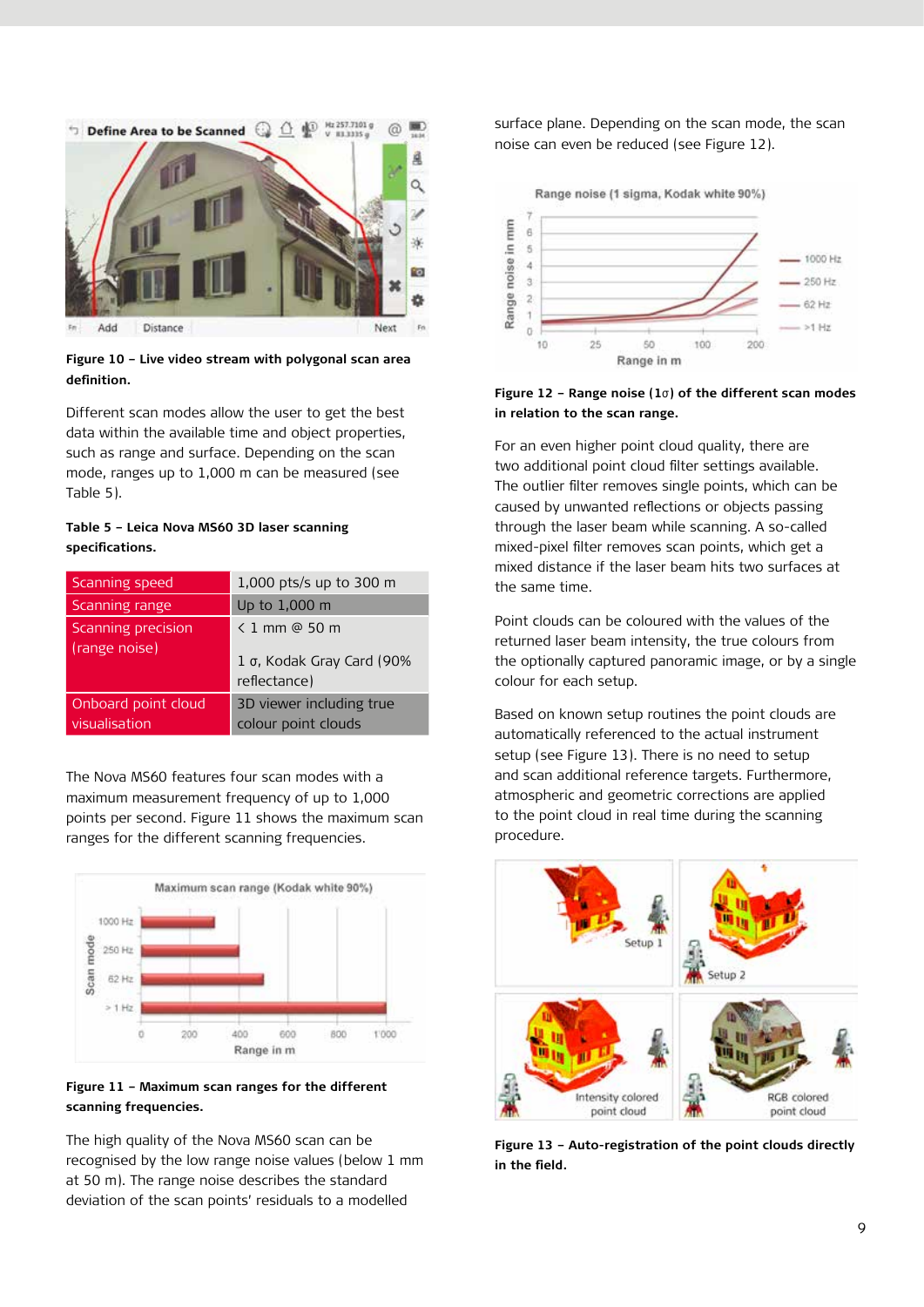**Figure 10 – Live video stream with polygonal scan area definition.**

Different scan modes allow the user to get the best data within the available time and object properties, such as range and surface. Depending on the scan mode, ranges up to 1,000 m can be measured (see Table 5).

**Table 5 – Leica Nova MS60 3D laser scanning specifications.**

| | |
|---|---|
| Scanning speed | 1,000 pts/s up to 300 m |
| Scanning range | Up to 1,000 m |
| Scanning precision (range noise) | < 1 mm @ 50 m<br><br>1 σ, Kodak Gray Card (90% reflectance) |
| Onboard point cloud visualisation | 3D viewer including true colour point clouds |

The Nova MS60 features four scan modes with a maximum measurement frequency of up to 1,000 points per second. Figure 11 shows the maximum scan ranges for the different scanning frequencies.

**Figure 11 – Maximum scan ranges for the different scanning frequencies.**

The high quality of the Nova MS60 scan can be recognised by the low range noise values (below 1 mm at 50 m). The range noise describes the standard deviation of the scan points' residuals to a modelled surface plane. Depending on the scan mode, the scan noise can even be reduced (see Figure 12).

**Figure 12 – Range noise (1σ) of the different scan modes in relation to the scan range.**

For an even higher point cloud quality, there are two additional point cloud filter settings available. The outlier filter removes single points, which can be caused by unwanted reflections or objects passing through the laser beam while scanning. A so-called mixed-pixel filter removes scan points, which get a mixed distance if the laser beam hits two surfaces at the same time.

Point clouds can be coloured with the values of the returned laser beam intensity, the true colours from the optionally captured panoramic image, or by a single colour for each setup.

Based on known setup routines the point clouds are automatically referenced to the actual instrument setup (see Figure 13). There is no need to setup and scan additional reference targets. Furthermore, atmospheric and geometric corrections are applied to the point cloud in real time during the scanning procedure.

**Figure 13 – Auto-registration of the point clouds directly in the field.**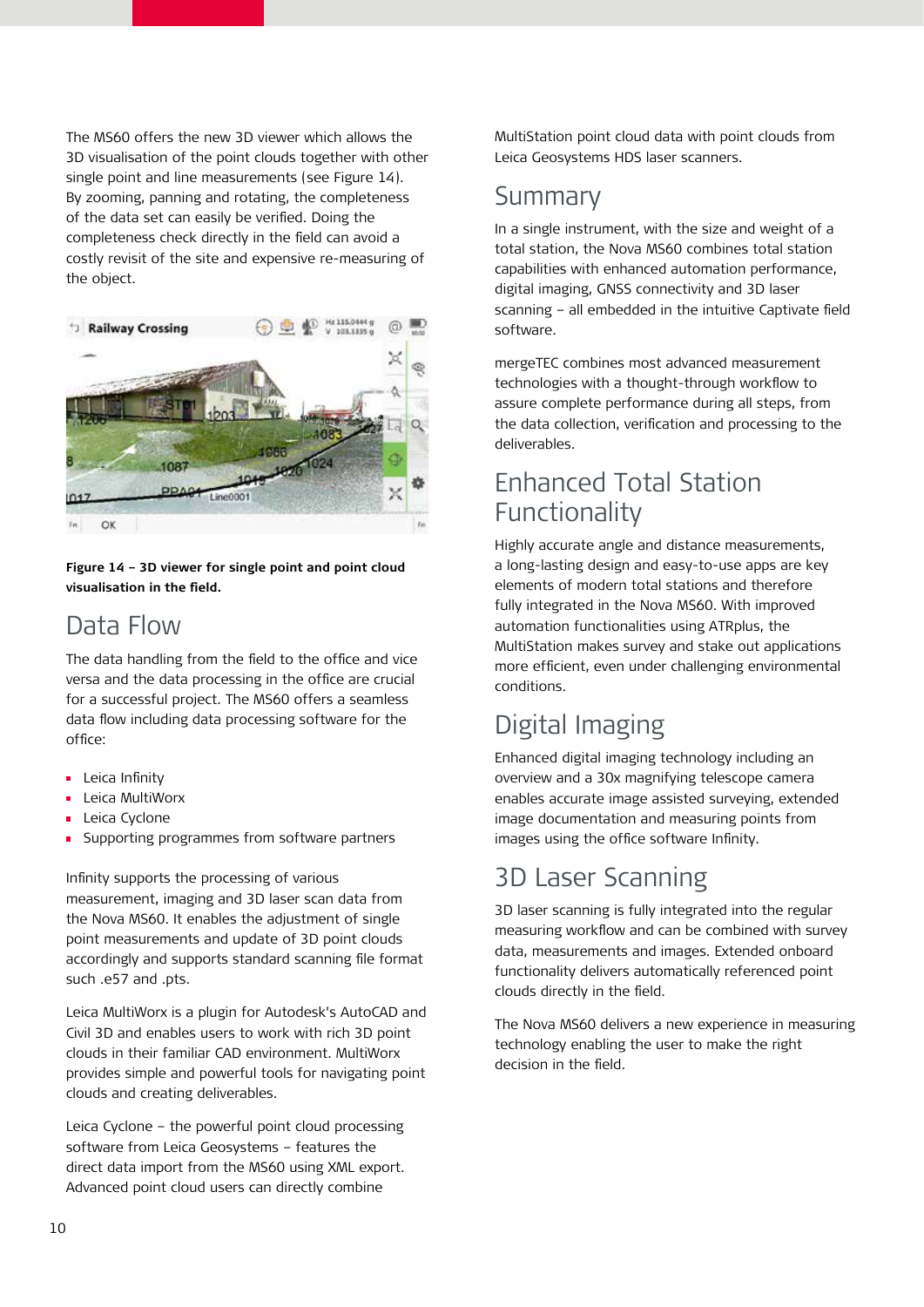The MS60 offers the new 3D viewer which allows the 3D visualisation of the point clouds together with other single point and line measurements (see Figure 14). By zooming, panning and rotating, the completeness of the data set can easily be verified. Doing the completeness check directly in the field can avoid a costly revisit of the site and expensive re-measuring of the object.

**Figure 14 – 3D viewer for single point and point cloud visualisation in the field.**

## Data Flow

The data handling from the field to the office and vice versa and the data processing in the office are crucial for a successful project. The MS60 offers a seamless data flow including data processing software for the office:

- Leica Infinity
- Leica MultiWorx
- Leica Cyclone
- Supporting programmes from software partners

Infinity supports the processing of various measurement, imaging and 3D laser scan data from the Nova MS60. It enables the adjustment of single point measurements and update of 3D point clouds accordingly and supports standard scanning file format such .e57 and .pts.

Leica MultiWorx is a plugin for Autodesk's AutoCAD and Civil 3D and enables users to work with rich 3D point clouds in their familiar CAD environment. MultiWorx provides simple and powerful tools for navigating point clouds and creating deliverables.

Leica Cyclone – the powerful point cloud processing software from Leica Geosystems – features the direct data import from the MS60 using XML export. Advanced point cloud users can directly combine MultiStation point cloud data with point clouds from Leica Geosystems HDS laser scanners.

## Summary

In a single instrument, with the size and weight of a total station, the Nova MS60 combines total station capabilities with enhanced automation performance, digital imaging, GNSS connectivity and 3D laser scanning – all embedded in the intuitive Captivate field software.

mergeTEC combines most advanced measurement technologies with a thought-through workflow to assure complete performance during all steps, from the data collection, verification and processing to the deliverables.

## Enhanced Total Station Functionality

Highly accurate angle and distance measurements, a long-lasting design and easy-to-use apps are key elements of modern total stations and therefore fully integrated in the Nova MS60. With improved automation functionalities using ATRplus, the MultiStation makes survey and stake out applications more efficient, even under challenging environmental conditions.

## Digital Imaging

Enhanced digital imaging technology including an overview and a 30x magnifying telescope camera enables accurate image assisted surveying, extended image documentation and measuring points from images using the office software Infinity.

## 3D Laser Scanning

3D laser scanning is fully integrated into the regular measuring workflow and can be combined with survey data, measurements and images. Extended onboard functionality delivers automatically referenced point clouds directly in the field.

The Nova MS60 delivers a new experience in measuring technology enabling the user to make the right decision in the field.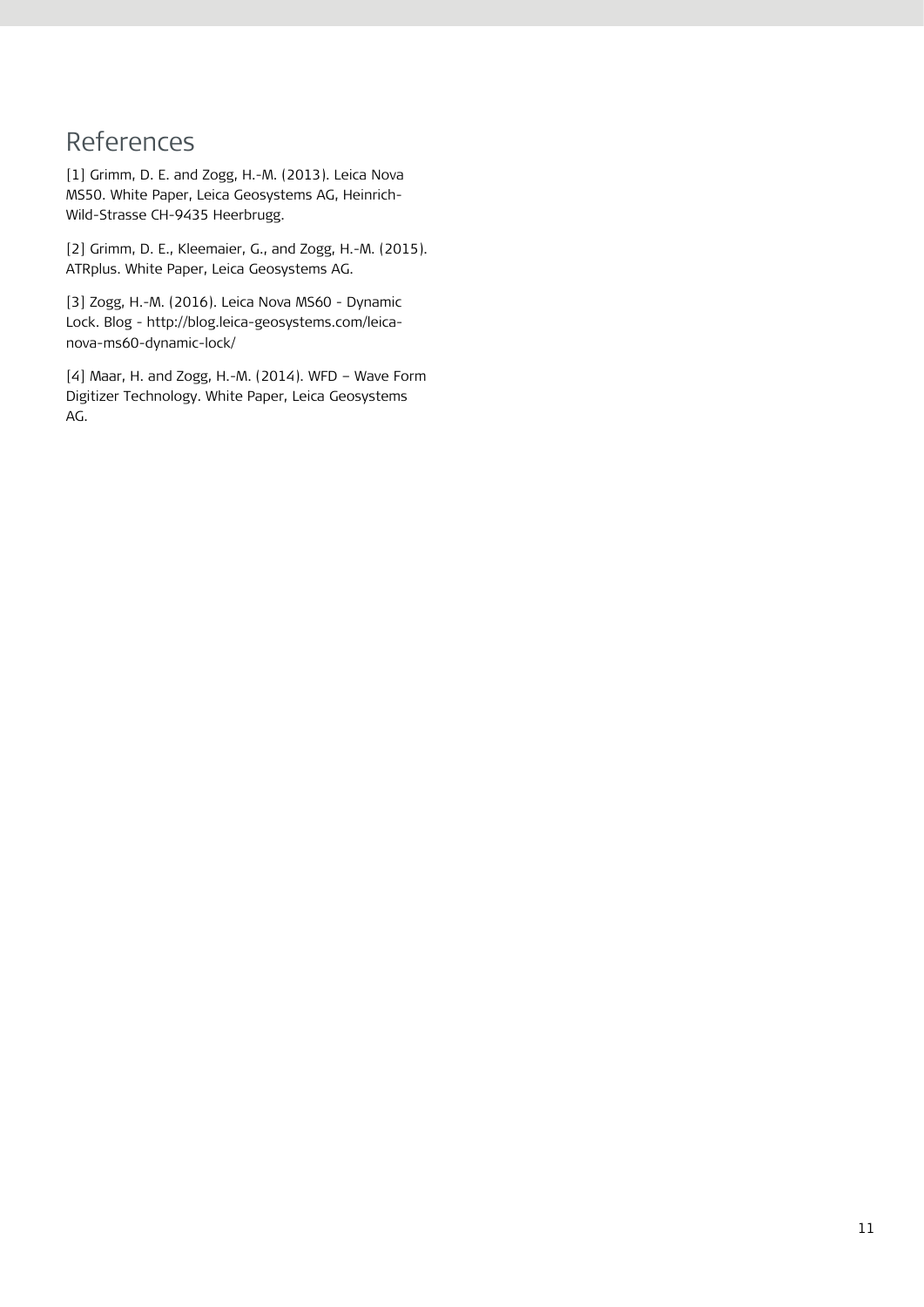# References

[1] Grimm, D. E. and Zogg, H.-M. (2013). Leica Nova MS50. White Paper, Leica Geosystems AG, Heinrich-Wild-Strasse CH-9435 Heerbrugg.

[2] Grimm, D. E., Kleemaier, G., and Zogg, H.-M. (2015). ATRplus. White Paper, Leica Geosystems AG.

[3] Zogg, H.-M. (2016). Leica Nova MS60 - Dynamic Lock. Blog - http://blog.leica-geosystems.com/leica-nova-ms60-dynamic-lock/

[4] Maar, H. and Zogg, H.-M. (2014). WFD – Wave Form Digitizer Technology. White Paper, Leica Geosystems AG.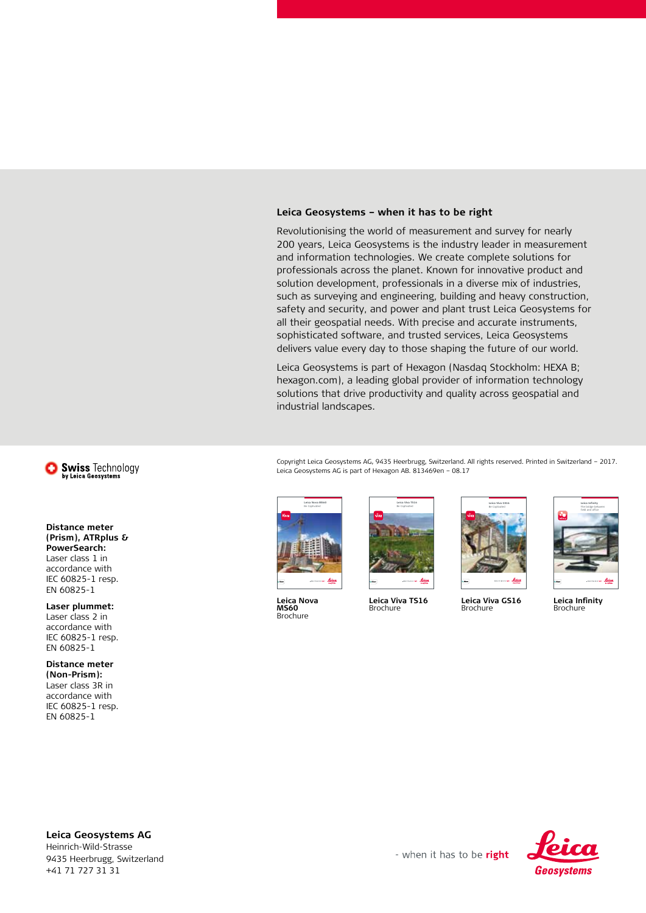## Leica Geosystems – when it has to be right

Revolutionising the world of measurement and survey for nearly 200 years, Leica Geosystems is the industry leader in measurement and information technologies. We create complete solutions for professionals across the planet. Known for innovative product and solution development, professionals in a diverse mix of industries, such as surveying and engineering, building and heavy construction, safety and security, and power and plant trust Leica Geosystems for all their geospatial needs. With precise and accurate instruments, sophisticated software, and trusted services, Leica Geosystems delivers value every day to those shaping the future of our world.

Leica Geosystems is part of Hexagon (Nasdaq Stockholm: HEXA B; hexagon.com), a leading global provider of information technology solutions that drive productivity and quality across geospatial and industrial landscapes.

Swiss Technology by Leica Geosystems

**Distance meter (Prism), ATRplus & PowerSearch:**
Laser class 1 in accordance with IEC 60825-1 resp. EN 60825-1

**Laser plummet:**
Laser class 2 in accordance with IEC 60825-1 resp. EN 60825-1

**Distance meter (Non-Prism):**
Laser class 3R in accordance with IEC 60825-1 resp. EN 60825-1

Copyright Leica Geosystems AG, 9435 Heerbrugg, Switzerland. All rights reserved. Printed in Switzerland – 2017. Leica Geosystems AG is part of Hexagon AB. 813469en – 08.17

**Leica Nova MS60**
Brochure

**Leica Viva TS16**
Brochure

**Leica Viva GS16**
Brochure

**Leica Infinity**
Brochure

**Leica Geosystems AG**
Heinrich-Wild-Strasse
9435 Heerbrugg, Switzerland
+41 71 727 31 31

- when it has to be **right**

Leica Geosystems